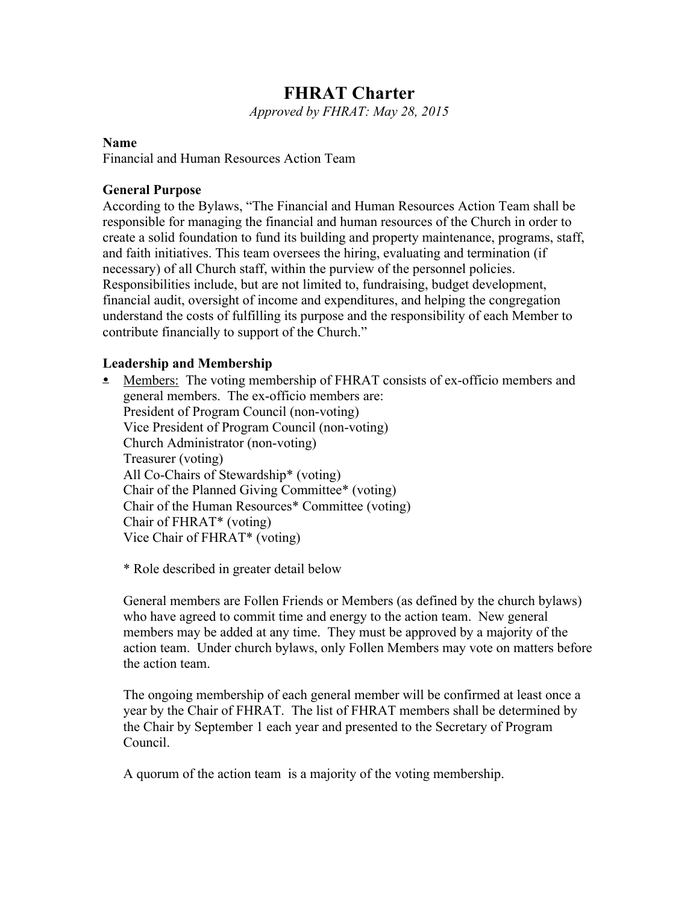# FHRAT Charter

*Approved by FHRAT: May 28, 2015*

**Name**

Financial and Human Resources Action Team

**General Purpose**

According to the Bylaws, "The Financial and Human Resources Action Team shall be responsible for managing the financial and human resources of the Church in order to create a solid foundation to fund its building and property maintenance, programs, staff, and faith initiatives. This team oversees the hiring, evaluating and termination (if necessary) of all Church staff, within the purview of the personnel policies. Responsibilities include, but are not limited to, fundraising, budget development, financial audit, oversight of income and expenditures, and helping the congregation understand the costs of fulfilling its purpose and the responsibility of each Member to contribute financially to support of the Church."

**Leadership and Membership**

- <u>Members:</u> The voting membership of FHRAT consists of ex-officio members and general members. The ex-officio members are:
  President of Program Council (non-voting)
  Vice President of Program Council (non-voting)
  Church Administrator (non-voting)
  Treasurer (voting)
  All Co-Chairs of Stewardship* (voting)
  Chair of the Planned Giving Committee* (voting)
  Chair of the Human Resources* Committee (voting)
  Chair of FHRAT* (voting)
  Vice Chair of FHRAT* (voting)

  \* Role described in greater detail below

  General members are Follen Friends or Members (as defined by the church bylaws) who have agreed to commit time and energy to the action team. New general members may be added at any time. They must be approved by a majority of the action team. Under church bylaws, only Follen Members may vote on matters before the action team.

  The ongoing membership of each general member will be confirmed at least once a year by the Chair of FHRAT. The list of FHRAT members shall be determined by the Chair by September 1 each year and presented to the Secretary of Program Council.

  A quorum of the action team is a majority of the voting membership.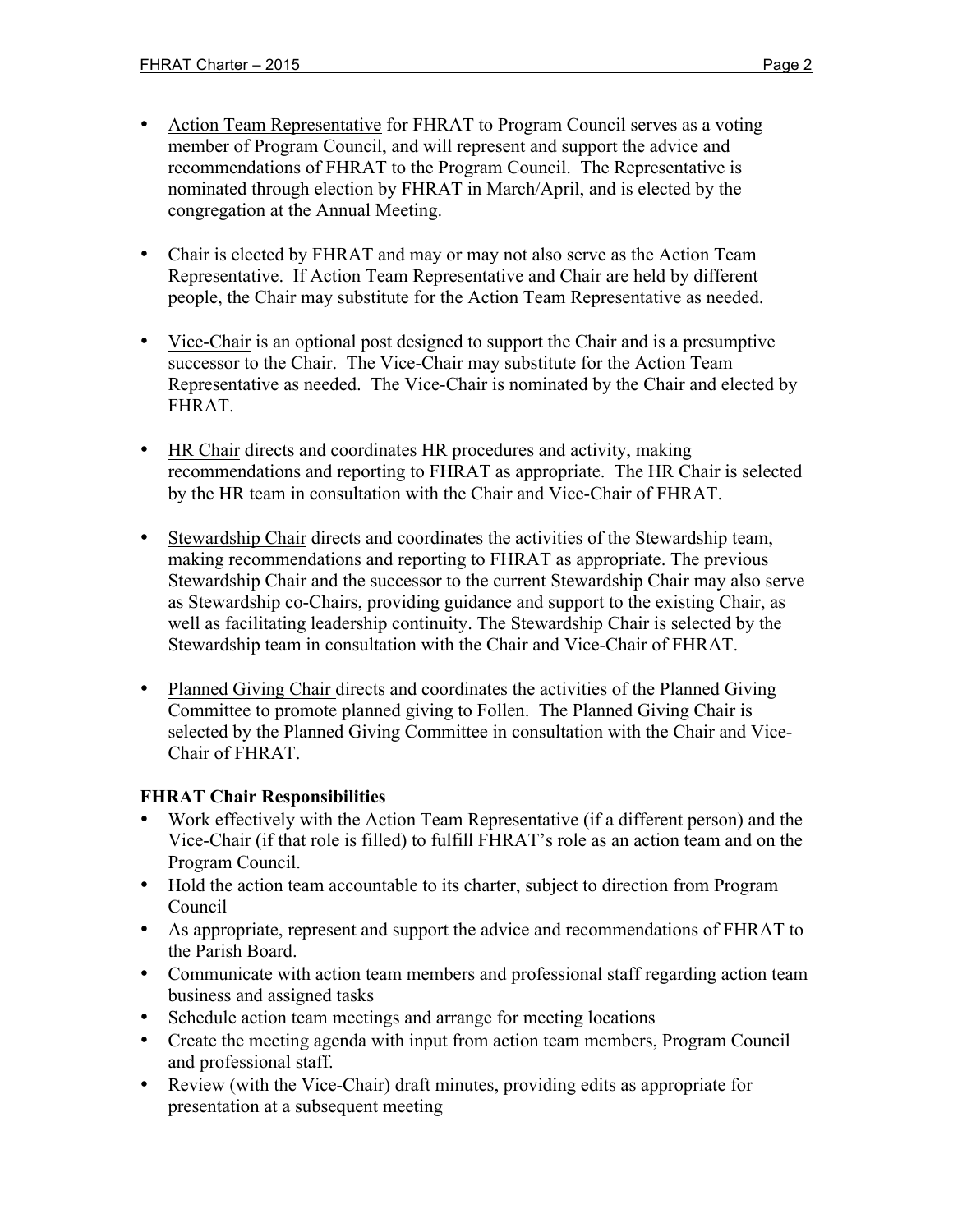- Action Team Representative for FHRAT to Program Council serves as a voting member of Program Council, and will represent and support the advice and recommendations of FHRAT to the Program Council. The Representative is nominated through election by FHRAT in March/April, and is elected by the congregation at the Annual Meeting.

- Chair is elected by FHRAT and may or may not also serve as the Action Team Representative. If Action Team Representative and Chair are held by different people, the Chair may substitute for the Action Team Representative as needed.

- Vice-Chair is an optional post designed to support the Chair and is a presumptive successor to the Chair. The Vice-Chair may substitute for the Action Team Representative as needed. The Vice-Chair is nominated by the Chair and elected by FHRAT.

- HR Chair directs and coordinates HR procedures and activity, making recommendations and reporting to FHRAT as appropriate. The HR Chair is selected by the HR team in consultation with the Chair and Vice-Chair of FHRAT.

- Stewardship Chair directs and coordinates the activities of the Stewardship team, making recommendations and reporting to FHRAT as appropriate. The previous Stewardship Chair and the successor to the current Stewardship Chair may also serve as Stewardship co-Chairs, providing guidance and support to the existing Chair, as well as facilitating leadership continuity. The Stewardship Chair is selected by the Stewardship team in consultation with the Chair and Vice-Chair of FHRAT.

- Planned Giving Chair directs and coordinates the activities of the Planned Giving Committee to promote planned giving to Follen. The Planned Giving Chair is selected by the Planned Giving Committee in consultation with the Chair and Vice-Chair of FHRAT.

**FHRAT Chair Responsibilities**

- Work effectively with the Action Team Representative (if a different person) and the Vice-Chair (if that role is filled) to fulfill FHRAT's role as an action team and on the Program Council.
- Hold the action team accountable to its charter, subject to direction from Program Council
- As appropriate, represent and support the advice and recommendations of FHRAT to the Parish Board.
- Communicate with action team members and professional staff regarding action team business and assigned tasks
- Schedule action team meetings and arrange for meeting locations
- Create the meeting agenda with input from action team members, Program Council and professional staff.
- Review (with the Vice-Chair) draft minutes, providing edits as appropriate for presentation at a subsequent meeting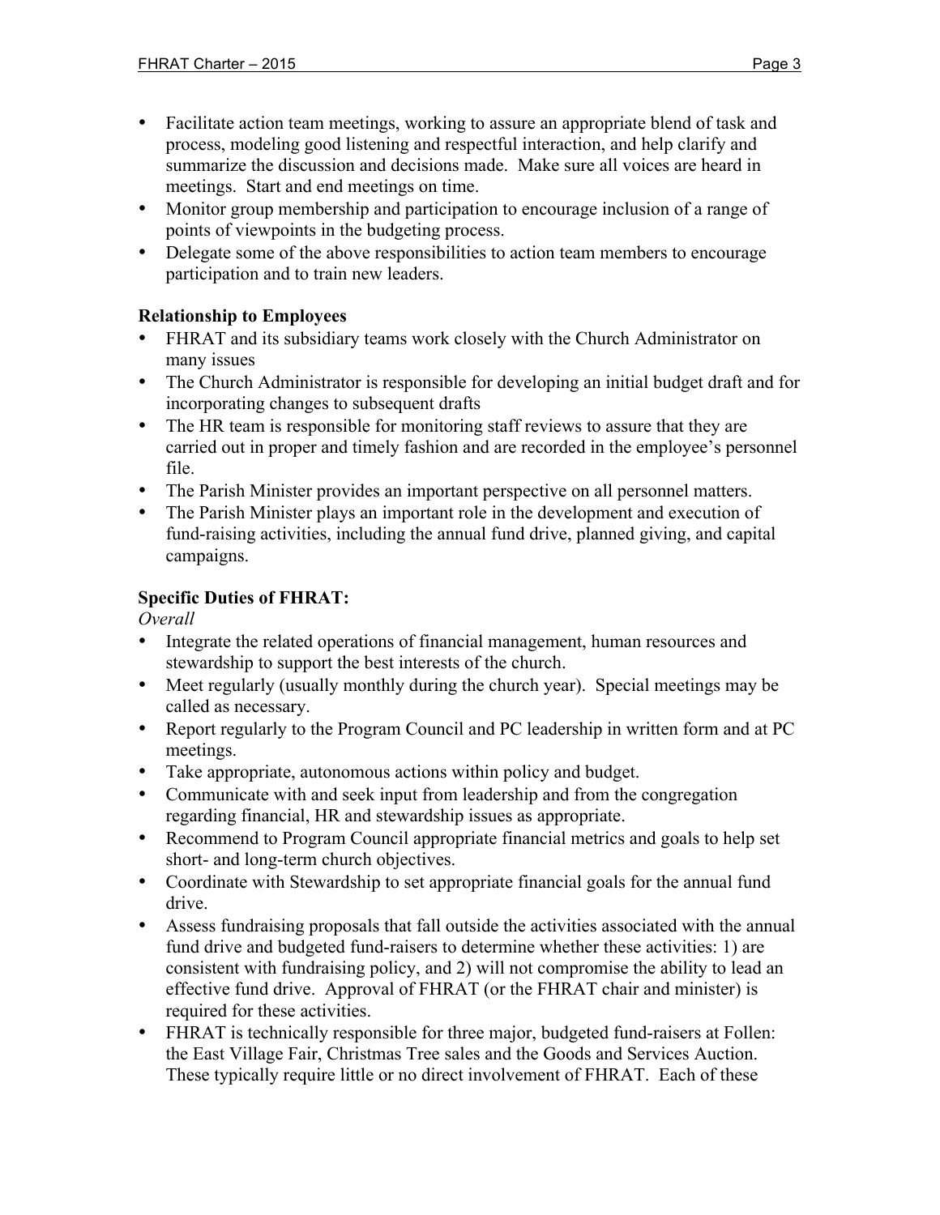- Facilitate action team meetings, working to assure an appropriate blend of task and process, modeling good listening and respectful interaction, and help clarify and summarize the discussion and decisions made. Make sure all voices are heard in meetings. Start and end meetings on time.
- Monitor group membership and participation to encourage inclusion of a range of points of viewpoints in the budgeting process.
- Delegate some of the above responsibilities to action team members to encourage participation and to train new leaders.

**Relationship to Employees**

- FHRAT and its subsidiary teams work closely with the Church Administrator on many issues
- The Church Administrator is responsible for developing an initial budget draft and for incorporating changes to subsequent drafts
- The HR team is responsible for monitoring staff reviews to assure that they are carried out in proper and timely fashion and are recorded in the employee's personnel file.
- The Parish Minister provides an important perspective on all personnel matters.
- The Parish Minister plays an important role in the development and execution of fund-raising activities, including the annual fund drive, planned giving, and capital campaigns.

**Specific Duties of FHRAT:**

*Overall*

- Integrate the related operations of financial management, human resources and stewardship to support the best interests of the church.
- Meet regularly (usually monthly during the church year). Special meetings may be called as necessary.
- Report regularly to the Program Council and PC leadership in written form and at PC meetings.
- Take appropriate, autonomous actions within policy and budget.
- Communicate with and seek input from leadership and from the congregation regarding financial, HR and stewardship issues as appropriate.
- Recommend to Program Council appropriate financial metrics and goals to help set short- and long-term church objectives.
- Coordinate with Stewardship to set appropriate financial goals for the annual fund drive.
- Assess fundraising proposals that fall outside the activities associated with the annual fund drive and budgeted fund-raisers to determine whether these activities: 1) are consistent with fundraising policy, and 2) will not compromise the ability to lead an effective fund drive. Approval of FHRAT (or the FHRAT chair and minister) is required for these activities.
- FHRAT is technically responsible for three major, budgeted fund-raisers at Follen: the East Village Fair, Christmas Tree sales and the Goods and Services Auction. These typically require little or no direct involvement of FHRAT. Each of these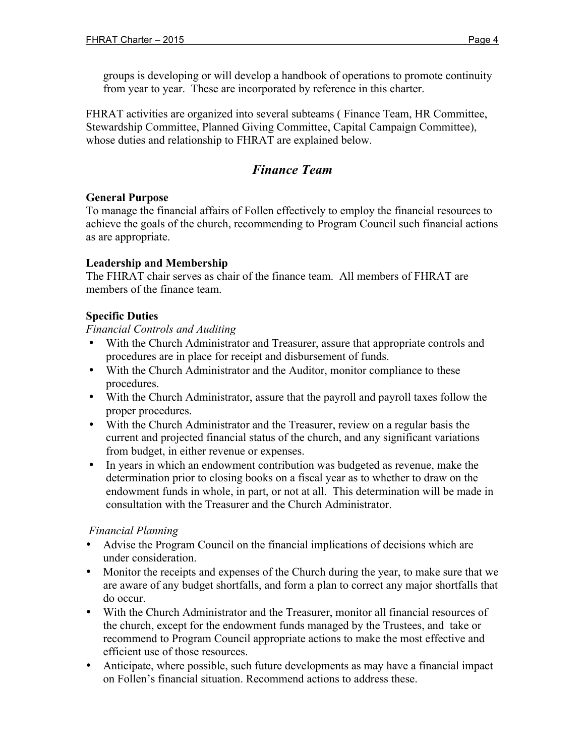groups is developing or will develop a handbook of operations to promote continuity from year to year. These are incorporated by reference in this charter.

FHRAT activities are organized into several subteams ( Finance Team, HR Committee, Stewardship Committee, Planned Giving Committee, Capital Campaign Committee), whose duties and relationship to FHRAT are explained below.

## *Finance Team*

**General Purpose**
To manage the financial affairs of Follen effectively to employ the financial resources to achieve the goals of the church, recommending to Program Council such financial actions as are appropriate.

**Leadership and Membership**
The FHRAT chair serves as chair of the finance team. All members of FHRAT are members of the finance team.

**Specific Duties**

*Financial Controls and Auditing*

- With the Church Administrator and Treasurer, assure that appropriate controls and procedures are in place for receipt and disbursement of funds.
- With the Church Administrator and the Auditor, monitor compliance to these procedures.
- With the Church Administrator, assure that the payroll and payroll taxes follow the proper procedures.
- With the Church Administrator and the Treasurer, review on a regular basis the current and projected financial status of the church, and any significant variations from budget, in either revenue or expenses.
- In years in which an endowment contribution was budgeted as revenue, make the determination prior to closing books on a fiscal year as to whether to draw on the endowment funds in whole, in part, or not at all. This determination will be made in consultation with the Treasurer and the Church Administrator.

*Financial Planning*

- Advise the Program Council on the financial implications of decisions which are under consideration.
- Monitor the receipts and expenses of the Church during the year, to make sure that we are aware of any budget shortfalls, and form a plan to correct any major shortfalls that do occur.
- With the Church Administrator and the Treasurer, monitor all financial resources of the church, except for the endowment funds managed by the Trustees, and take or recommend to Program Council appropriate actions to make the most effective and efficient use of those resources.
- Anticipate, where possible, such future developments as may have a financial impact on Follen's financial situation. Recommend actions to address these.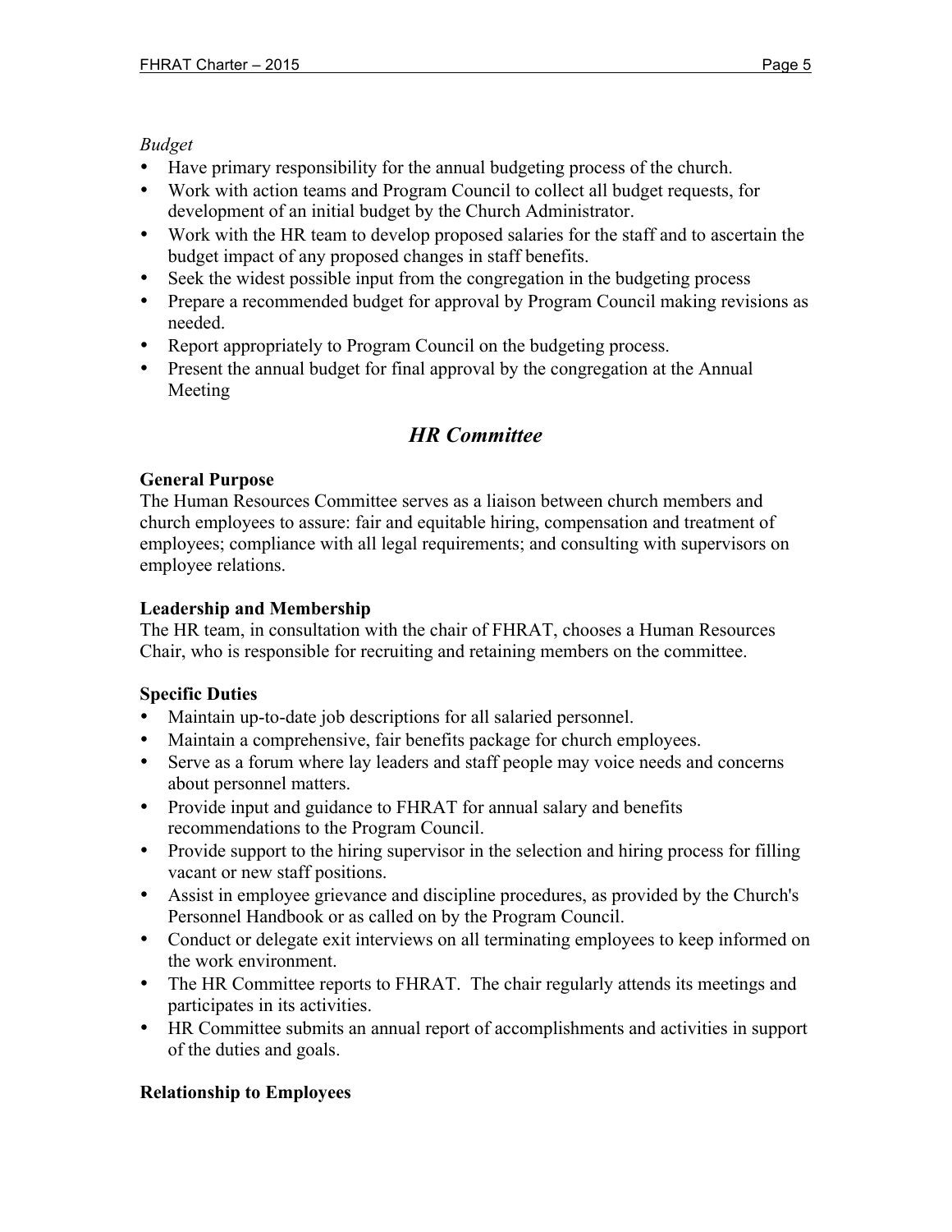*Budget*

- Have primary responsibility for the annual budgeting process of the church.
- Work with action teams and Program Council to collect all budget requests, for development of an initial budget by the Church Administrator.
- Work with the HR team to develop proposed salaries for the staff and to ascertain the budget impact of any proposed changes in staff benefits.
- Seek the widest possible input from the congregation in the budgeting process
- Prepare a recommended budget for approval by Program Council making revisions as needed.
- Report appropriately to Program Council on the budgeting process.
- Present the annual budget for final approval by the congregation at the Annual Meeting

## *HR Committee*

**General Purpose**

The Human Resources Committee serves as a liaison between church members and church employees to assure: fair and equitable hiring, compensation and treatment of employees; compliance with all legal requirements; and consulting with supervisors on employee relations.

**Leadership and Membership**

The HR team, in consultation with the chair of FHRAT, chooses a Human Resources Chair, who is responsible for recruiting and retaining members on the committee.

**Specific Duties**

- Maintain up-to-date job descriptions for all salaried personnel.
- Maintain a comprehensive, fair benefits package for church employees.
- Serve as a forum where lay leaders and staff people may voice needs and concerns about personnel matters.
- Provide input and guidance to FHRAT for annual salary and benefits recommendations to the Program Council.
- Provide support to the hiring supervisor in the selection and hiring process for filling vacant or new staff positions.
- Assist in employee grievance and discipline procedures, as provided by the Church's Personnel Handbook or as called on by the Program Council.
- Conduct or delegate exit interviews on all terminating employees to keep informed on the work environment.
- The HR Committee reports to FHRAT. The chair regularly attends its meetings and participates in its activities.
- HR Committee submits an annual report of accomplishments and activities in support of the duties and goals.

**Relationship to Employees**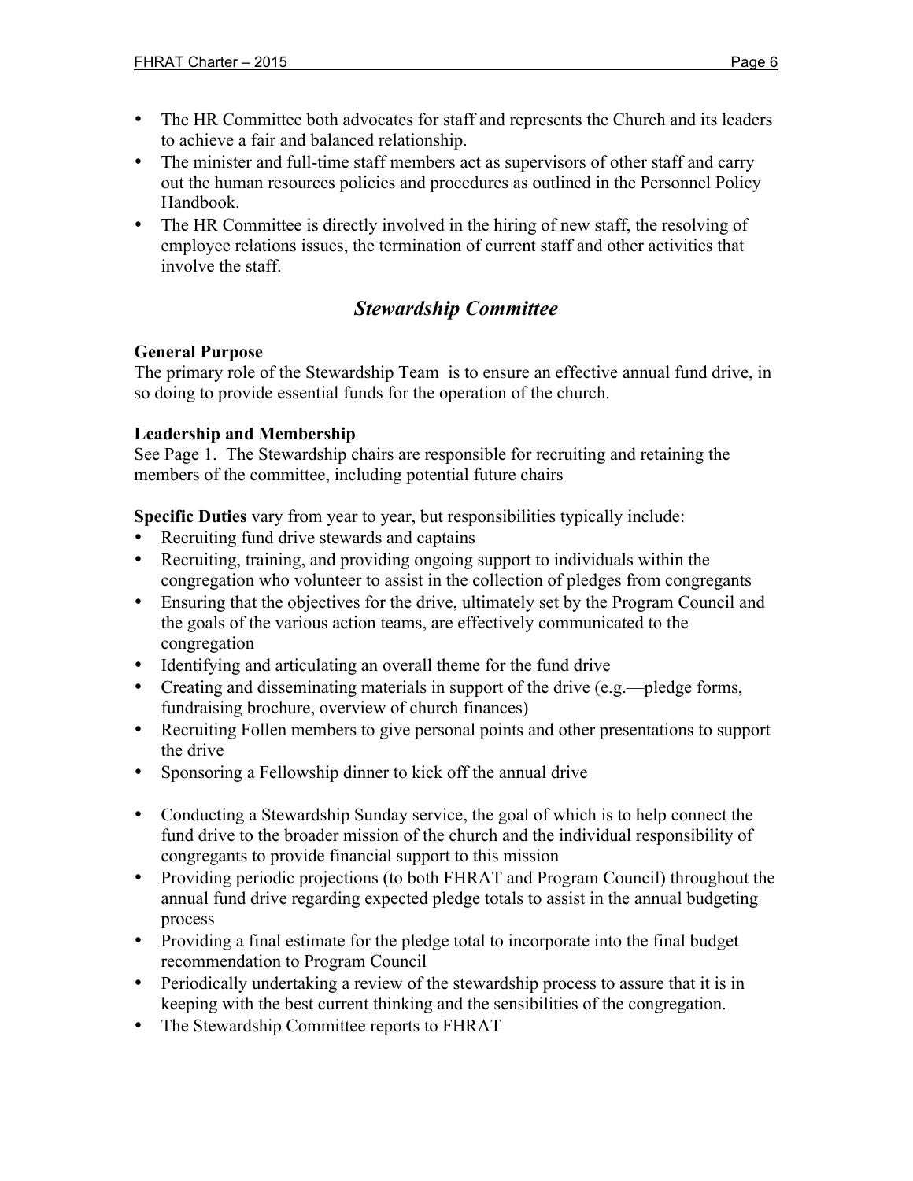- The HR Committee both advocates for staff and represents the Church and its leaders to achieve a fair and balanced relationship.
- The minister and full-time staff members act as supervisors of other staff and carry out the human resources policies and procedures as outlined in the Personnel Policy Handbook.
- The HR Committee is directly involved in the hiring of new staff, the resolving of employee relations issues, the termination of current staff and other activities that involve the staff.

## *Stewardship Committee*

**General Purpose**
The primary role of the Stewardship Team is to ensure an effective annual fund drive, in so doing to provide essential funds for the operation of the church.

**Leadership and Membership**
See Page 1. The Stewardship chairs are responsible for recruiting and retaining the members of the committee, including potential future chairs

**Specific Duties** vary from year to year, but responsibilities typically include:

- Recruiting fund drive stewards and captains
- Recruiting, training, and providing ongoing support to individuals within the congregation who volunteer to assist in the collection of pledges from congregants
- Ensuring that the objectives for the drive, ultimately set by the Program Council and the goals of the various action teams, are effectively communicated to the congregation
- Identifying and articulating an overall theme for the fund drive
- Creating and disseminating materials in support of the drive (e.g.—pledge forms, fundraising brochure, overview of church finances)
- Recruiting Follen members to give personal points and other presentations to support the drive
- Sponsoring a Fellowship dinner to kick off the annual drive
- Conducting a Stewardship Sunday service, the goal of which is to help connect the fund drive to the broader mission of the church and the individual responsibility of congregants to provide financial support to this mission
- Providing periodic projections (to both FHRAT and Program Council) throughout the annual fund drive regarding expected pledge totals to assist in the annual budgeting process
- Providing a final estimate for the pledge total to incorporate into the final budget recommendation to Program Council
- Periodically undertaking a review of the stewardship process to assure that it is in keeping with the best current thinking and the sensibilities of the congregation.
- The Stewardship Committee reports to FHRAT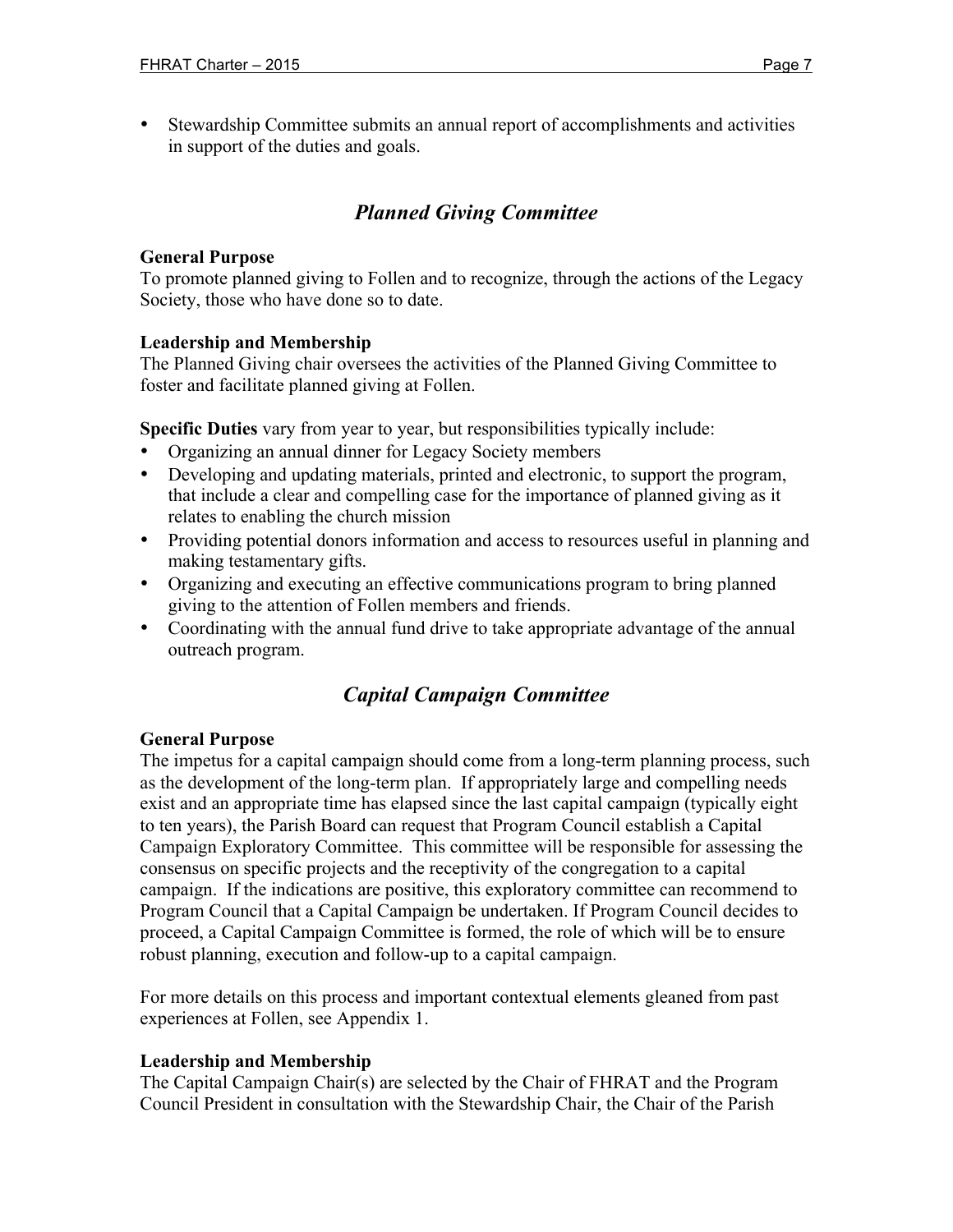- Stewardship Committee submits an annual report of accomplishments and activities in support of the duties and goals.

## *Planned Giving Committee*

**General Purpose**
To promote planned giving to Follen and to recognize, through the actions of the Legacy Society, those who have done so to date.

**Leadership and Membership**
The Planned Giving chair oversees the activities of the Planned Giving Committee to foster and facilitate planned giving at Follen.

**Specific Duties** vary from year to year, but responsibilities typically include:

- Organizing an annual dinner for Legacy Society members
- Developing and updating materials, printed and electronic, to support the program, that include a clear and compelling case for the importance of planned giving as it relates to enabling the church mission
- Providing potential donors information and access to resources useful in planning and making testamentary gifts.
- Organizing and executing an effective communications program to bring planned giving to the attention of Follen members and friends.
- Coordinating with the annual fund drive to take appropriate advantage of the annual outreach program.

## *Capital Campaign Committee*

**General Purpose**
The impetus for a capital campaign should come from a long-term planning process, such as the development of the long-term plan. If appropriately large and compelling needs exist and an appropriate time has elapsed since the last capital campaign (typically eight to ten years), the Parish Board can request that Program Council establish a Capital Campaign Exploratory Committee. This committee will be responsible for assessing the consensus on specific projects and the receptivity of the congregation to a capital campaign. If the indications are positive, this exploratory committee can recommend to Program Council that a Capital Campaign be undertaken. If Program Council decides to proceed, a Capital Campaign Committee is formed, the role of which will be to ensure robust planning, execution and follow-up to a capital campaign.

For more details on this process and important contextual elements gleaned from past experiences at Follen, see Appendix 1.

**Leadership and Membership**
The Capital Campaign Chair(s) are selected by the Chair of FHRAT and the Program Council President in consultation with the Stewardship Chair, the Chair of the Parish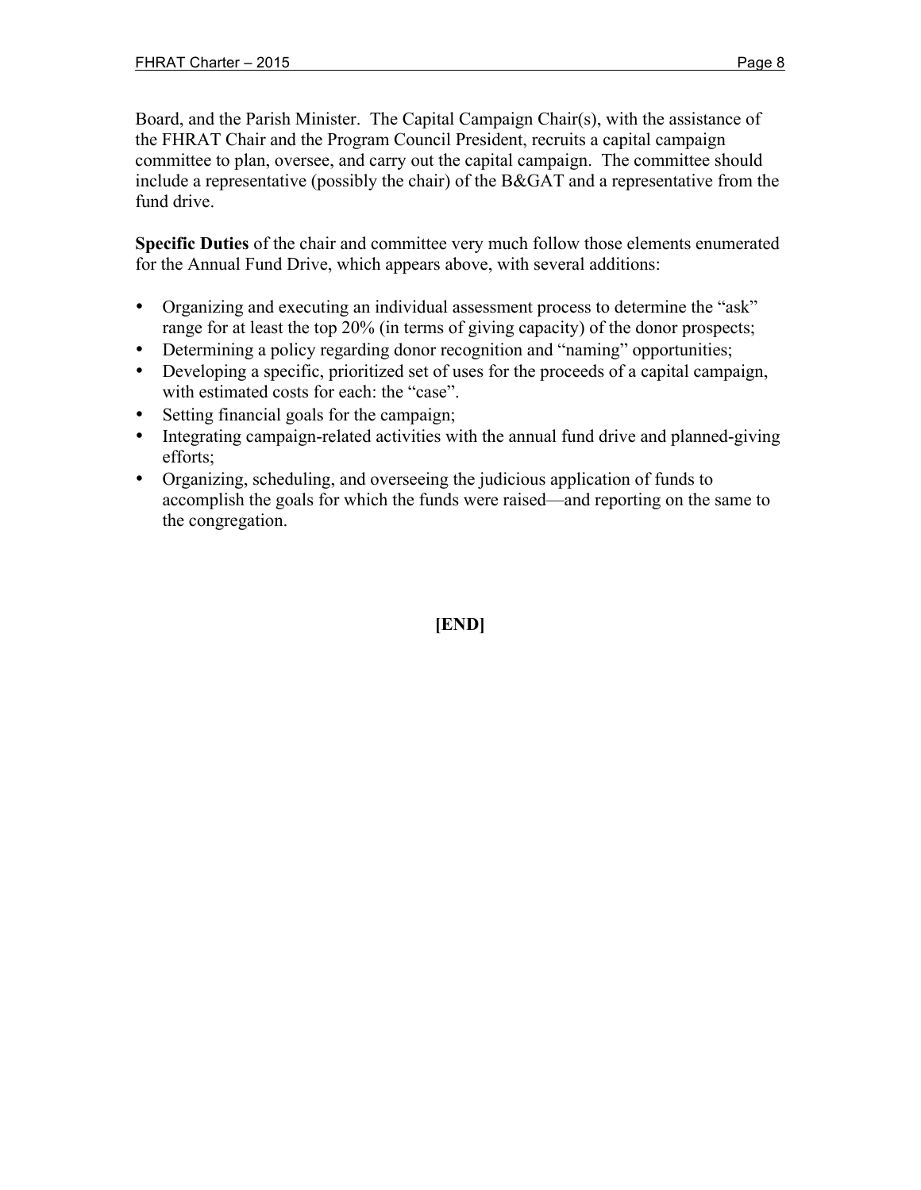Board, and the Parish Minister. The Capital Campaign Chair(s), with the assistance of the FHRAT Chair and the Program Council President, recruits a capital campaign committee to plan, oversee, and carry out the capital campaign. The committee should include a representative (possibly the chair) of the B&GAT and a representative from the fund drive.

**Specific Duties** of the chair and committee very much follow those elements enumerated for the Annual Fund Drive, which appears above, with several additions:

- Organizing and executing an individual assessment process to determine the "ask" range for at least the top 20% (in terms of giving capacity) of the donor prospects;
- Determining a policy regarding donor recognition and "naming" opportunities;
- Developing a specific, prioritized set of uses for the proceeds of a capital campaign, with estimated costs for each: the "case".
- Setting financial goals for the campaign;
- Integrating campaign-related activities with the annual fund drive and planned-giving efforts;
- Organizing, scheduling, and overseeing the judicious application of funds to accomplish the goals for which the funds were raised—and reporting on the same to the congregation.

**[END]**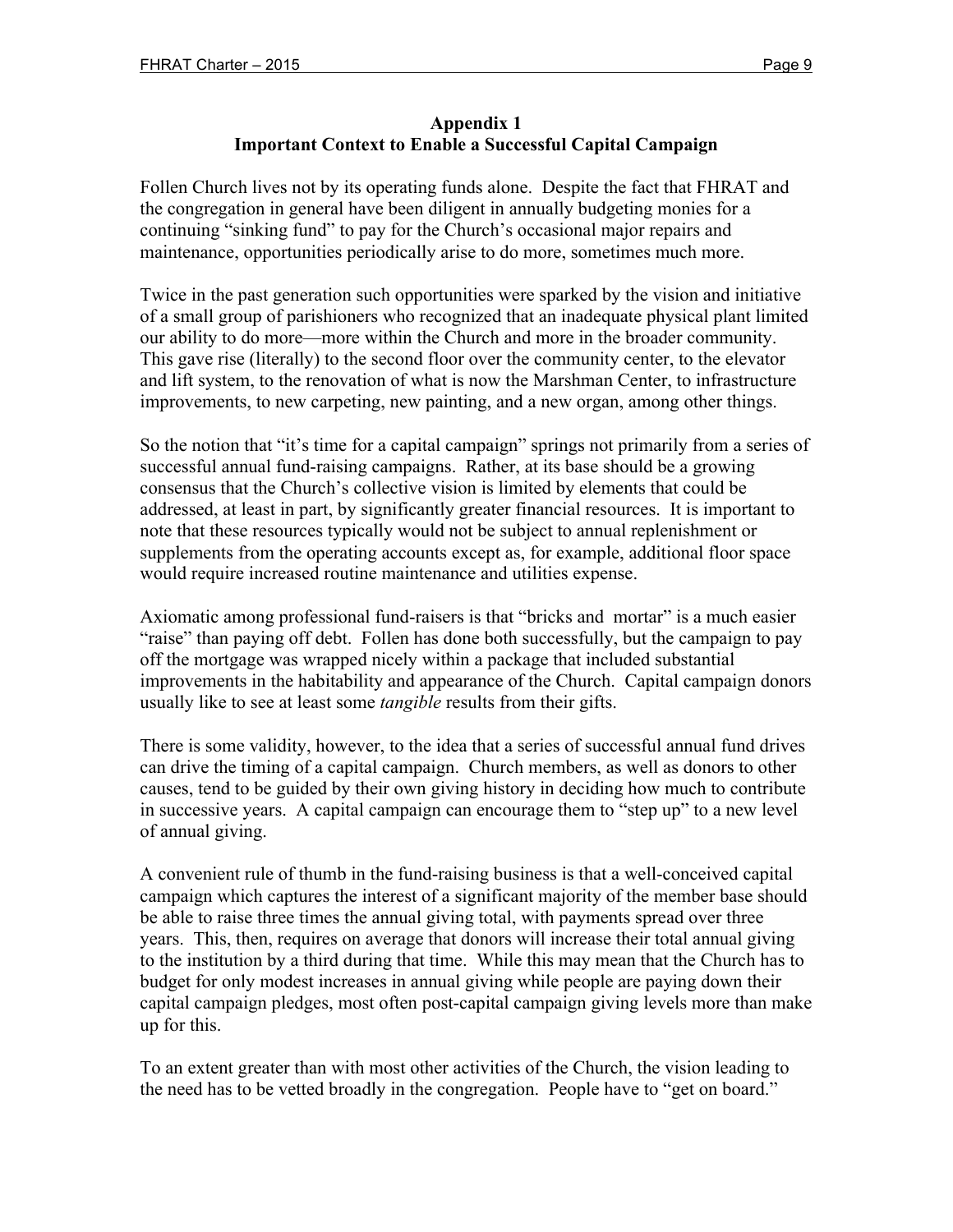## Appendix 1
## Important Context to Enable a Successful Capital Campaign

Follen Church lives not by its operating funds alone. Despite the fact that FHRAT and the congregation in general have been diligent in annually budgeting monies for a continuing "sinking fund" to pay for the Church's occasional major repairs and maintenance, opportunities periodically arise to do more, sometimes much more.

Twice in the past generation such opportunities were sparked by the vision and initiative of a small group of parishioners who recognized that an inadequate physical plant limited our ability to do more—more within the Church and more in the broader community. This gave rise (literally) to the second floor over the community center, to the elevator and lift system, to the renovation of what is now the Marshman Center, to infrastructure improvements, to new carpeting, new painting, and a new organ, among other things.

So the notion that "it's time for a capital campaign" springs not primarily from a series of successful annual fund-raising campaigns. Rather, at its base should be a growing consensus that the Church's collective vision is limited by elements that could be addressed, at least in part, by significantly greater financial resources. It is important to note that these resources typically would not be subject to annual replenishment or supplements from the operating accounts except as, for example, additional floor space would require increased routine maintenance and utilities expense.

Axiomatic among professional fund-raisers is that "bricks and mortar" is a much easier "raise" than paying off debt. Follen has done both successfully, but the campaign to pay off the mortgage was wrapped nicely within a package that included substantial improvements in the habitability and appearance of the Church. Capital campaign donors usually like to see at least some *tangible* results from their gifts.

There is some validity, however, to the idea that a series of successful annual fund drives can drive the timing of a capital campaign. Church members, as well as donors to other causes, tend to be guided by their own giving history in deciding how much to contribute in successive years. A capital campaign can encourage them to "step up" to a new level of annual giving.

A convenient rule of thumb in the fund-raising business is that a well-conceived capital campaign which captures the interest of a significant majority of the member base should be able to raise three times the annual giving total, with payments spread over three years. This, then, requires on average that donors will increase their total annual giving to the institution by a third during that time. While this may mean that the Church has to budget for only modest increases in annual giving while people are paying down their capital campaign pledges, most often post-capital campaign giving levels more than make up for this.

To an extent greater than with most other activities of the Church, the vision leading to the need has to be vetted broadly in the congregation. People have to "get on board."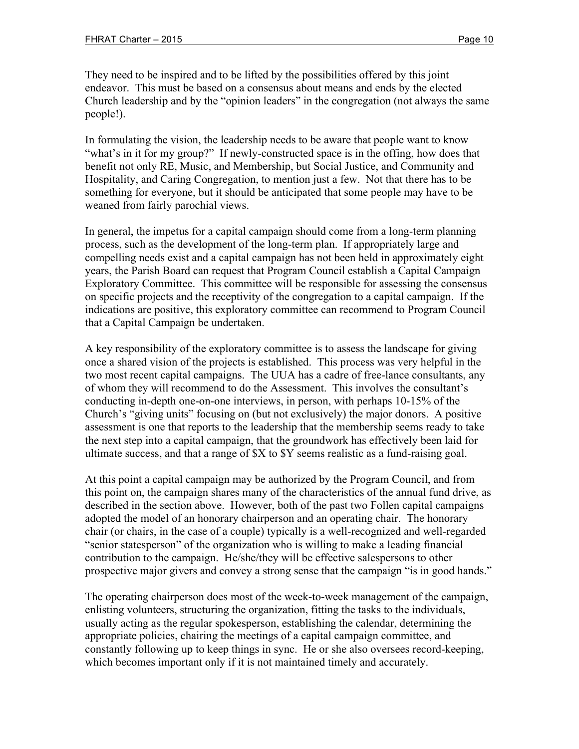They need to be inspired and to be lifted by the possibilities offered by this joint endeavor. This must be based on a consensus about means and ends by the elected Church leadership and by the "opinion leaders" in the congregation (not always the same people!).

In formulating the vision, the leadership needs to be aware that people want to know "what's in it for my group?" If newly-constructed space is in the offing, how does that benefit not only RE, Music, and Membership, but Social Justice, and Community and Hospitality, and Caring Congregation, to mention just a few. Not that there has to be something for everyone, but it should be anticipated that some people may have to be weaned from fairly parochial views.

In general, the impetus for a capital campaign should come from a long-term planning process, such as the development of the long-term plan. If appropriately large and compelling needs exist and a capital campaign has not been held in approximately eight years, the Parish Board can request that Program Council establish a Capital Campaign Exploratory Committee. This committee will be responsible for assessing the consensus on specific projects and the receptivity of the congregation to a capital campaign. If the indications are positive, this exploratory committee can recommend to Program Council that a Capital Campaign be undertaken.

A key responsibility of the exploratory committee is to assess the landscape for giving once a shared vision of the projects is established. This process was very helpful in the two most recent capital campaigns. The UUA has a cadre of free-lance consultants, any of whom they will recommend to do the Assessment. This involves the consultant's conducting in-depth one-on-one interviews, in person, with perhaps 10-15% of the Church's "giving units" focusing on (but not exclusively) the major donors. A positive assessment is one that reports to the leadership that the membership seems ready to take the next step into a capital campaign, that the groundwork has effectively been laid for ultimate success, and that a range of $X to $Y seems realistic as a fund-raising goal.

At this point a capital campaign may be authorized by the Program Council, and from this point on, the campaign shares many of the characteristics of the annual fund drive, as described in the section above. However, both of the past two Follen capital campaigns adopted the model of an honorary chairperson and an operating chair. The honorary chair (or chairs, in the case of a couple) typically is a well-recognized and well-regarded "senior statesperson" of the organization who is willing to make a leading financial contribution to the campaign. He/she/they will be effective salespersons to other prospective major givers and convey a strong sense that the campaign "is in good hands."

The operating chairperson does most of the week-to-week management of the campaign, enlisting volunteers, structuring the organization, fitting the tasks to the individuals, usually acting as the regular spokesperson, establishing the calendar, determining the appropriate policies, chairing the meetings of a capital campaign committee, and constantly following up to keep things in sync. He or she also oversees record-keeping, which becomes important only if it is not maintained timely and accurately.